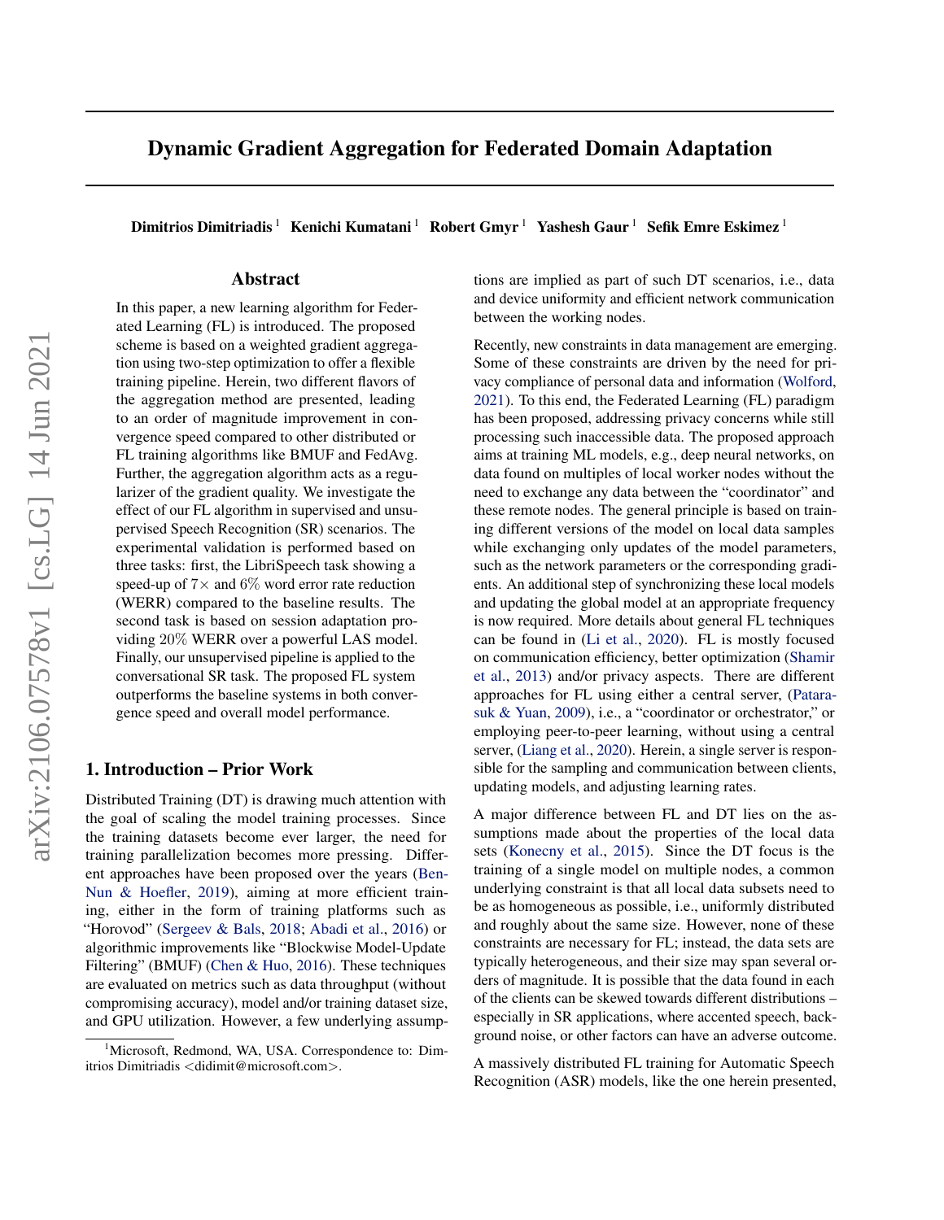# Dynamic Gradient Aggregation for Federated Domain Adaptation

**Dimitrios Dimitriadis** [1] **Kenichi Kumatani** [1] **Robert Gmyr** [1] **Yashesh Gaur** [1] **Sefik Emre Eskimez** [1]

## Abstract

In this paper, a new learning algorithm for Federated Learning (FL) is introduced. The proposed scheme is based on a weighted gradient aggregation using two-step optimization to offer a flexible training pipeline. Herein, two different flavors of the aggregation method are presented, leading to an order of magnitude improvement in convergence speed compared to other distributed or FL training algorithms like BMUF and FedAvg. Further, the aggregation algorithm acts as a regularizer of the gradient quality. We investigate the effect of our FL algorithm in supervised and unsupervised Speech Recognition (SR) scenarios. The experimental validation is performed based on three tasks: first, the LibriSpeech task showing a speed-up of $7\times$ and $6\%$ word error rate reduction (WERR) compared to the baseline results. The second task is based on session adaptation providing $20\%$ WERR over a powerful LAS model. Finally, our unsupervised pipeline is applied to the conversational SR task. The proposed FL system outperforms the baseline systems in both convergence speed and overall model performance.

## 1. Introduction – Prior Work

Distributed Training (DT) is drawing much attention with the goal of scaling the model training processes. Since the training datasets become ever larger, the need for training parallelization becomes more pressing. Different approaches have been proposed over the years (Ben-Nun & Hoefler, 2019), aiming at more efficient training, either in the form of training platforms such as "Horovod" (Sergeev & Bals, 2018; Abadi et al., 2016) or algorithmic improvements like "Blockwise Model-Update Filtering" (BMUF) (Chen & Huo, 2016). These techniques are evaluated on metrics such as data throughput (without compromising accuracy), model and/or training dataset size, and GPU utilization. However, a few underlying assumptions are implied as part of such DT scenarios, i.e., data and device uniformity and efficient network communication between the working nodes.

Recently, new constraints in data management are emerging. Some of these constraints are driven by the need for privacy compliance of personal data and information (Wolford, 2021). To this end, the Federated Learning (FL) paradigm has been proposed, addressing privacy concerns while still processing such inaccessible data. The proposed approach aims at training ML models, e.g., deep neural networks, on data found on multiples of local worker nodes without the need to exchange any data between the "coordinator" and these remote nodes. The general principle is based on training different versions of the model on local data samples while exchanging only updates of the model parameters, such as the network parameters or the corresponding gradients. An additional step of synchronizing these local models and updating the global model at an appropriate frequency is now required. More details about general FL techniques can be found in (Li et al., 2020). FL is mostly focused on communication efficiency, better optimization (Shamir et al., 2013) and/or privacy aspects. There are different approaches for FL using either a central server, (Patarasuk & Yuan, 2009), i.e., a "coordinator or orchestrator," or employing peer-to-peer learning, without using a central server, (Liang et al., 2020). Herein, a single server is responsible for the sampling and communication between clients, updating models, and adjusting learning rates.

A major difference between FL and DT lies on the assumptions made about the properties of the local data sets (Konecny et al., 2015). Since the DT focus is the training of a single model on multiple nodes, a common underlying constraint is that all local data subsets need to be as homogeneous as possible, i.e., uniformly distributed and roughly about the same size. However, none of these constraints are necessary for FL; instead, the data sets are typically heterogeneous, and their size may span several orders of magnitude. It is possible that the data found in each of the clients can be skewed towards different distributions – especially in SR applications, where accented speech, background noise, or other factors can have an adverse outcome.

A massively distributed FL training for Automatic Speech Recognition (ASR) models, like the one herein presented,

[1]Microsoft, Redmond, WA, USA. Correspondence to: Dimitrios Dimitriadis <didimit@microsoft.com>.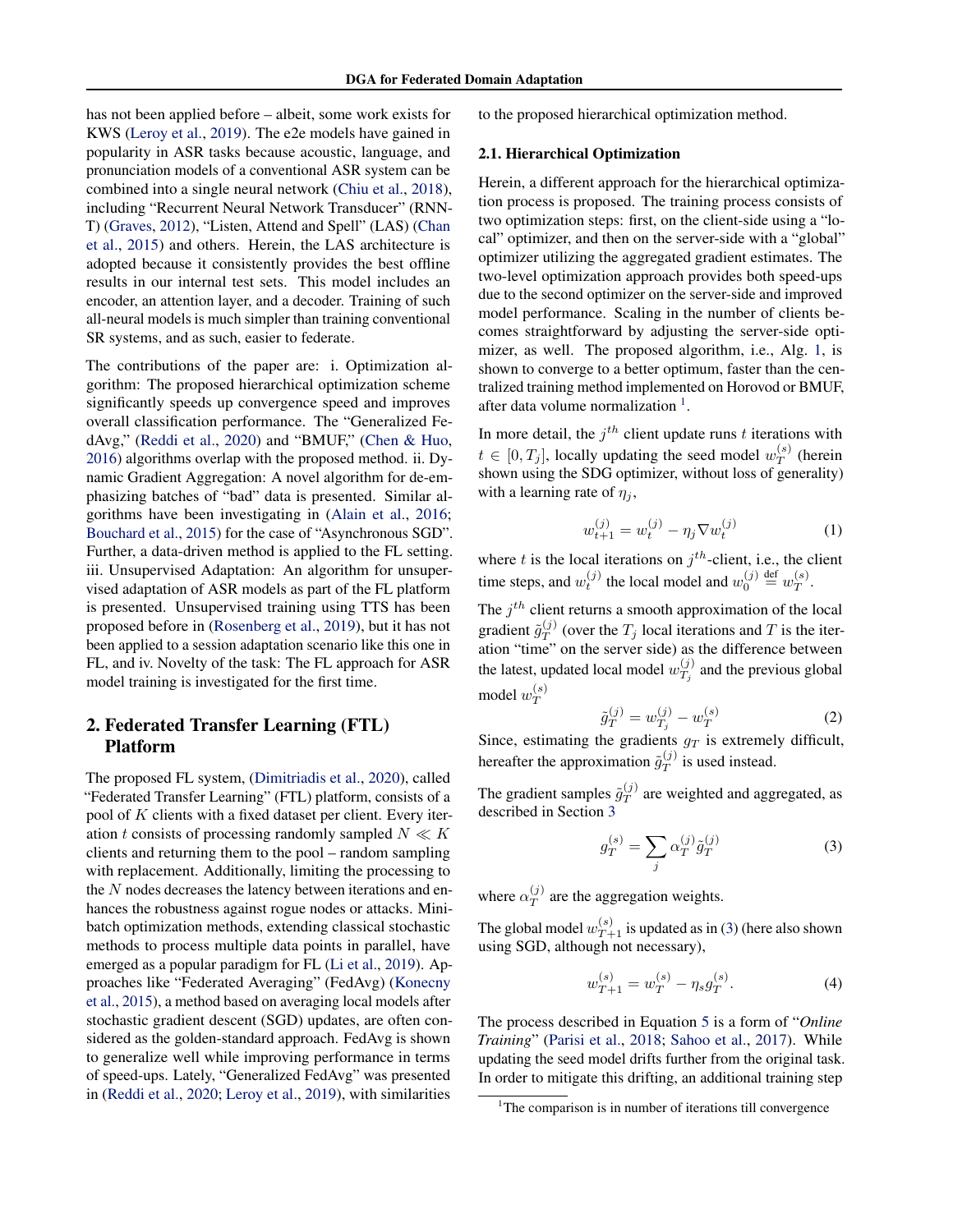has not been applied before – albeit, some work exists for KWS (Leroy et al., 2019). The e2e models have gained in popularity in ASR tasks because acoustic, language, and pronunciation models of a conventional ASR system can be combined into a single neural network (Chiu et al., 2018), including "Recurrent Neural Network Transducer" (RNN-T) (Graves, 2012), "Listen, Attend and Spell" (LAS) (Chan et al., 2015) and others. Herein, the LAS architecture is adopted because it consistently provides the best offline results in our internal test sets. This model includes an encoder, an attention layer, and a decoder. Training of such all-neural models is much simpler than training conventional SR systems, and as such, easier to federate.

The contributions of the paper are: i. Optimization algorithm: The proposed hierarchical optimization scheme significantly speeds up convergence speed and improves overall classification performance. The "Generalized FedAvg," (Reddi et al., 2020) and "BMUF," (Chen & Huo, 2016) algorithms overlap with the proposed method. ii. Dynamic Gradient Aggregation: A novel algorithm for de-emphasizing batches of "bad" data is presented. Similar algorithms have been investigating in (Alain et al., 2016; Bouchard et al., 2015) for the case of "Asynchronous SGD". Further, a data-driven method is applied to the FL setting. iii. Unsupervised Adaptation: An algorithm for unsupervised adaptation of ASR models as part of the FL platform is presented. Unsupervised training using TTS has been proposed before in (Rosenberg et al., 2019), but it has not been applied to a session adaptation scenario like this one in FL, and iv. Novelty of the task: The FL approach for ASR model training is investigated for the first time.

## 2. Federated Transfer Learning (FTL) Platform

The proposed FL system, (Dimitriadis et al., 2020), called "Federated Transfer Learning" (FTL) platform, consists of a pool of $K$ clients with a fixed dataset per client. Every iteration $t$ consists of processing randomly sampled $N \ll K$ clients and returning them to the pool – random sampling with replacement. Additionally, limiting the processing to the $N$ nodes decreases the latency between iterations and enhances the robustness against rogue nodes or attacks. Mini-batch optimization methods, extending classical stochastic methods to process multiple data points in parallel, have emerged as a popular paradigm for FL (Li et al., 2019). Approaches like "Federated Averaging" (FedAvg) (Konecny et al., 2015), a method based on averaging local models after stochastic gradient descent (SGD) updates, are often considered as the golden-standard approach. FedAvg is shown to generalize well while improving performance in terms of speed-ups. Lately, "Generalized FedAvg" was presented in (Reddi et al., 2020; Leroy et al., 2019), with similarities to the proposed hierarchical optimization method.

### 2.1. Hierarchical Optimization

Herein, a different approach for the hierarchical optimization process is proposed. The training process consists of two optimization steps: first, on the client-side using a "local" optimizer, and then on the server-side with a "global" optimizer utilizing the aggregated gradient estimates. The two-level optimization approach provides both speed-ups due to the second optimizer on the server-side and improved model performance. Scaling in the number of clients becomes straightforward by adjusting the server-side optimizer, as well. The proposed algorithm, i.e., Alg. 1, is shown to converge to a better optimum, faster than the centralized training method implemented on Horovod or BMUF, after data volume normalization [1].

In more detail, the $j^{th}$ client update runs $t$ iterations with $t \in [0, T_j]$, locally updating the seed model $w_T^{(s)}$ (herein shown using the SDG optimizer, without loss of generality) with a learning rate of $\eta_j$,

$$w_{t+1}^{(j)} = w_t^{(j)} - \eta_j \nabla w_t^{(j)} \tag{1}$$

where $t$ is the local iterations on $j^{th}$-client, i.e., the client time steps, and $w_t^{(j)}$ the local model and $w_0^{(j)} \stackrel{\text{def}}{=} w_T^{(s)}$.

The $j^{th}$ client returns a smooth approximation of the local gradient $\tilde{g}_T^{(j)}$ (over the $T_j$ local iterations and $T$ is the iteration "time" on the server side) as the difference between the latest, updated local model $w_{T_j}^{(j)}$ and the previous global model $w_T^{(s)}$

$$\tilde{g}_T^{(j)} = w_{T_j}^{(j)} - w_T^{(s)} \tag{2}$$

Since, estimating the gradients $g_T$ is extremely difficult, hereafter the approximation $\tilde{g}_T^{(j)}$ is used instead.

The gradient samples $\tilde{g}_T^{(j)}$ are weighted and aggregated, as described in Section 3

$$g_T^{(s)} = \sum_j \alpha_T^{(j)} \tilde{g}_T^{(j)} \tag{3}$$

where $\alpha_T^{(j)}$ are the aggregation weights.

The global model $w_{T+1}^{(s)}$ is updated as in (3) (here also shown using SGD, although not necessary),

$$w_{T+1}^{(s)} = w_T^{(s)} - \eta_s g_T^{(s)}. \tag{4}$$

The process described in Equation 5 is a form of "*Online Training*" (Parisi et al., 2018; Sahoo et al., 2017). While updating the seed model drifts further from the original task. In order to mitigate this drifting, an additional training step

[1] The comparison is in number of iterations till convergence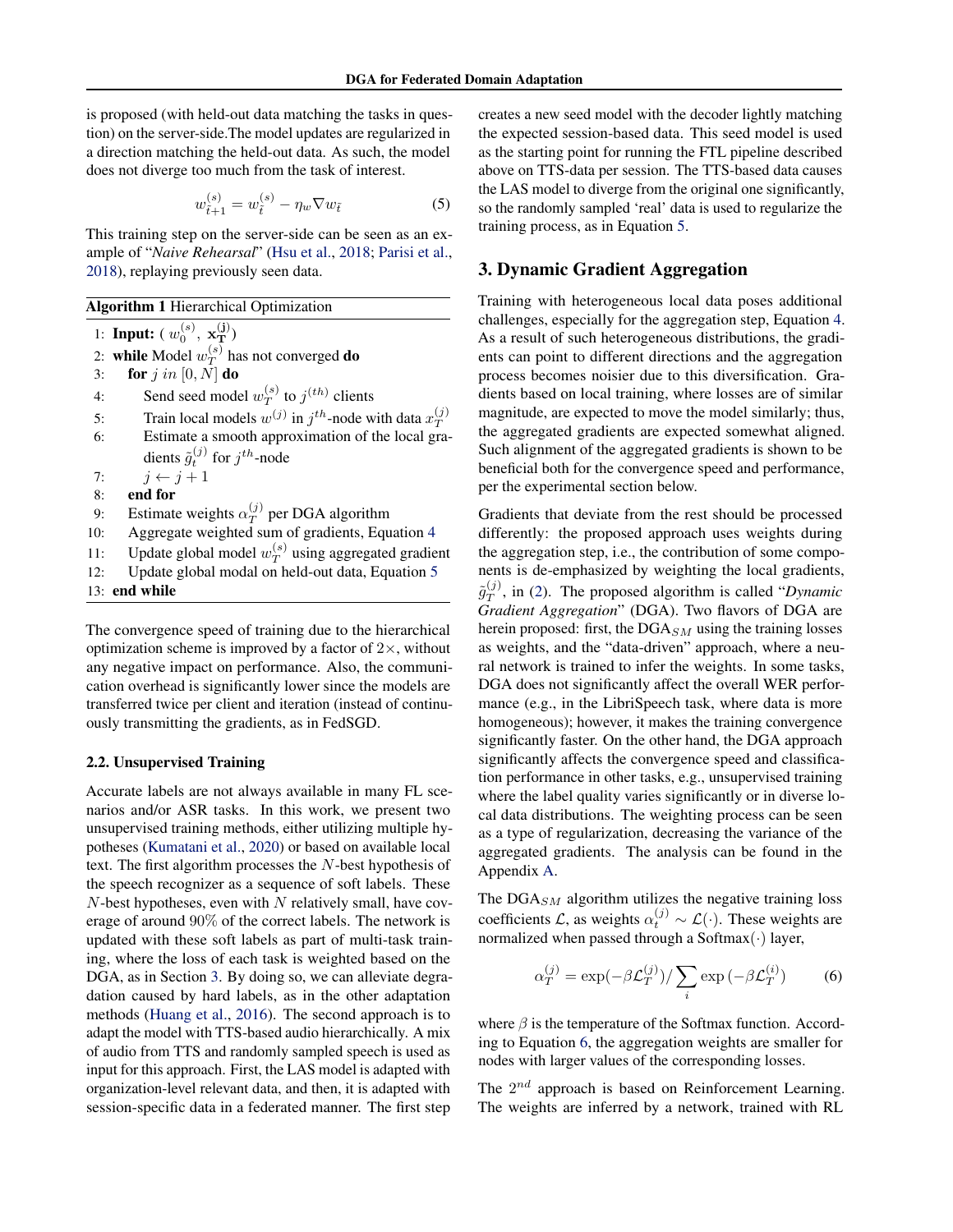is proposed (with held-out data matching the tasks in question) on the server-side.The model updates are regularized in a direction matching the held-out data. As such, the model does not diverge too much from the task of interest.

$$w_{\tilde{t}+1}^{(s)} = w_{\tilde{t}}^{(s)} - \eta_w \nabla w_{\tilde{t}} \tag{5}$$

This training step on the server-side can be seen as an example of "*Naive Rehearsal*" (Hsu et al., 2018; Parisi et al., 2018), replaying previously seen data.

**Algorithm 1** Hierarchical Optimization

1: **Input:** ( $w_0^{(s)}$, $\mathbf{x_T^{(j)}}$)
2: **while** Model $w_T^{(s)}$ has not converged **do**
3: **for** $j$ $in$ $[0, N]$ **do**
4: Send seed model $w_T^{(s)}$ to $j^{(th)}$ clients
5: Train local models $w^{(j)}$ in $j^{th}$-node with data $x_T^{(j)}$
6: Estimate a smooth approximation of the local gradients $\tilde{g}_t^{(j)}$ for $j^{th}$-node
7: $j \leftarrow j + 1$
8: **end for**
9: Estimate weights $\alpha_T^{(j)}$ per DGA algorithm
10: Aggregate weighted sum of gradients, Equation 4
11: Update global model $w_T^{(s)}$ using aggregated gradient
12: Update global modal on held-out data, Equation 5
13: **end while**

The convergence speed of training due to the hierarchical optimization scheme is improved by a factor of $2\times$, without any negative impact on performance. Also, the communication overhead is significantly lower since the models are transferred twice per client and iteration (instead of continuously transmitting the gradients, as in FedSGD.

### 2.2. Unsupervised Training

Accurate labels are not always available in many FL scenarios and/or ASR tasks. In this work, we present two unsupervised training methods, either utilizing multiple hypotheses (Kumatani et al., 2020) or based on available local text. The first algorithm processes the $N$-best hypothesis of the speech recognizer as a sequence of soft labels. These $N$-best hypotheses, even with $N$ relatively small, have coverage of around $90\%$ of the correct labels. The network is updated with these soft labels as part of multi-task training, where the loss of each task is weighted based on the DGA, as in Section 3. By doing so, we can alleviate degradation caused by hard labels, as in the other adaptation methods (Huang et al., 2016). The second approach is to adapt the model with TTS-based audio hierarchically. A mix of audio from TTS and randomly sampled speech is used as input for this approach. First, the LAS model is adapted with organization-level relevant data, and then, it is adapted with session-specific data in a federated manner. The first step creates a new seed model with the decoder lightly matching the expected session-based data. This seed model is used as the starting point for running the FTL pipeline described above on TTS-data per session. The TTS-based data causes the LAS model to diverge from the original one significantly, so the randomly sampled 'real' data is used to regularize the training process, as in Equation 5.

## 3. Dynamic Gradient Aggregation

Training with heterogeneous local data poses additional challenges, especially for the aggregation step, Equation 4. As a result of such heterogeneous distributions, the gradients can point to different directions and the aggregation process becomes noisier due to this diversification. Gradients based on local training, where losses are of similar magnitude, are expected to move the model similarly; thus, the aggregated gradients are expected somewhat aligned. Such alignment of the aggregated gradients is shown to be beneficial both for the convergence speed and performance, per the experimental section below.

Gradients that deviate from the rest should be processed differently: the proposed approach uses weights during the aggregation step, i.e., the contribution of some components is de-emphasized by weighting the local gradients, $\tilde{g}_T^{(j)}$, in (2). The proposed algorithm is called "*Dynamic Gradient Aggregation*" (DGA). Two flavors of DGA are herein proposed: first, the DGA$_{SM}$ using the training losses as weights, and the "data-driven" approach, where a neural network is trained to infer the weights. In some tasks, DGA does not significantly affect the overall WER performance (e.g., in the LibriSpeech task, where data is more homogeneous); however, it makes the training convergence significantly faster. On the other hand, the DGA approach significantly affects the convergence speed and classification performance in other tasks, e.g., unsupervised training where the label quality varies significantly or in diverse local data distributions. The weighting process can be seen as a type of regularization, decreasing the variance of the aggregated gradients. The analysis can be found in the Appendix A.

The DGA$_{SM}$ algorithm utilizes the negative training loss coefficients $\mathcal{L}$, as weights $\alpha_t^{(j)} \sim \mathcal{L}(\cdot)$. These weights are normalized when passed through a Softmax$(\cdot)$ layer,

$$\alpha_T^{(j)} = \exp(-\beta \mathcal{L}_T^{(j)}) / \sum_i \exp\left(-\beta \mathcal{L}_T^{(i)}\right) \tag{6}$$

where $\beta$ is the temperature of the Softmax function. According to Equation 6, the aggregation weights are smaller for nodes with larger values of the corresponding training losses.

The $2^{nd}$ approach is based on Reinforcement Learning. The weights are inferred by a network, trained with RL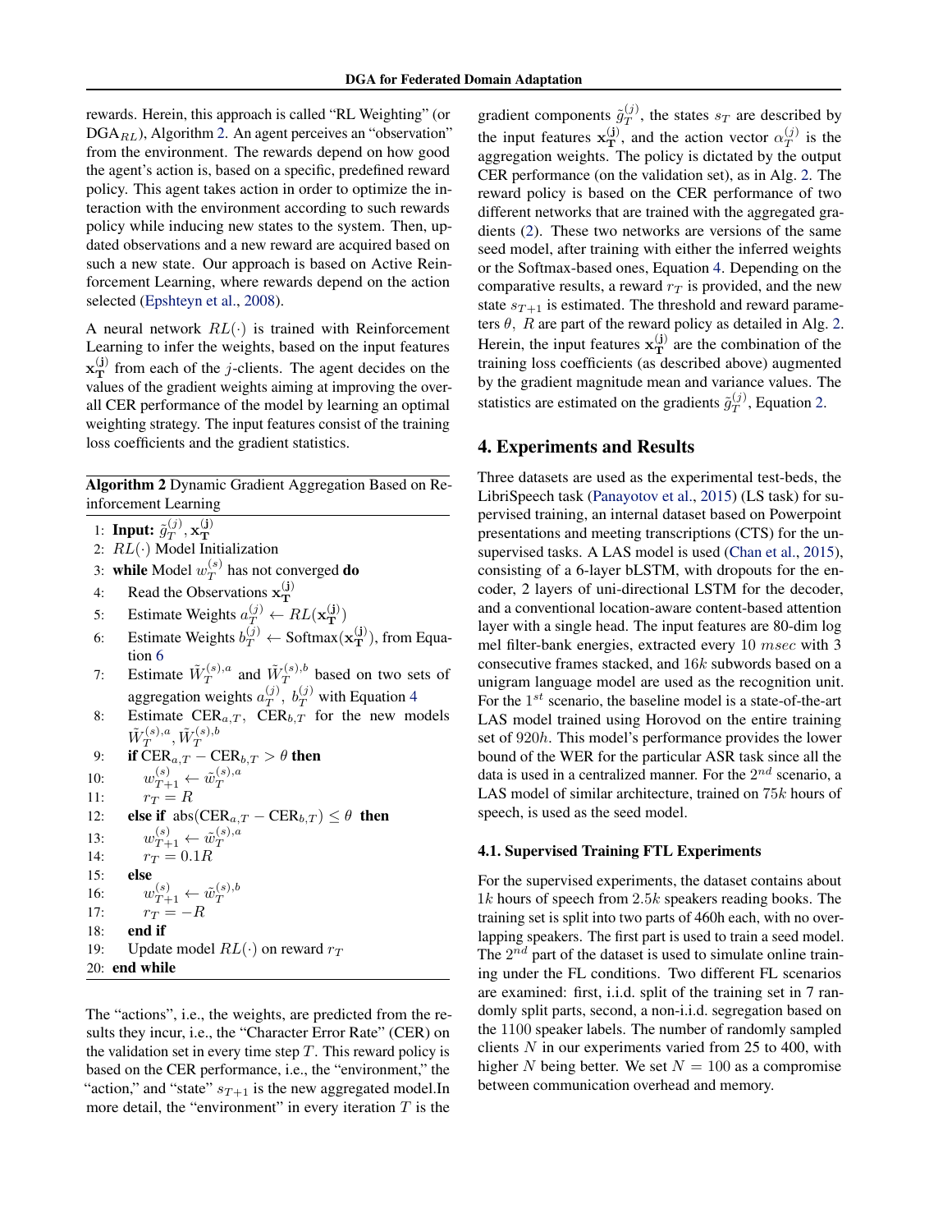rewards. Herein, this approach is called "RL Weighting" (or $\text{DGA}_{RL}$), Algorithm 2. An agent perceives an "observation" from the environment. The rewards depend on how good the agent's action is, based on a specific, predefined reward policy. This agent takes action in order to optimize the interaction with the environment according to such rewards policy while inducing new states to the system. Then, updated observations and a new reward are acquired based on such a new state. Our approach is based on Active Reinforcement Learning, where rewards depend on the action selected (Epshteyn et al., 2008).

A neural network $RL(\cdot)$ is trained with Reinforcement Learning to infer the weights, based on the input features $\mathbf{x}_\mathbf{T}^{(\mathbf{j})}$ from each of the $j$-clients. The agent decides on the values of the gradient weights aiming at improving the overall CER performance of the model by learning an optimal weighting strategy. The input features consist of the training loss coefficients and the gradient statistics.

**Algorithm 2** Dynamic Gradient Aggregation Based on Reinforcement Learning

```
1:  Input: g̃_T^(j), x_T^(j)
2:  RL(·) Model Initialization
3:  while Model w_T^(s) has not converged do
4:      Read the Observations x_T^(j)
5:      Estimate Weights a_T^(j) ← RL(x_T^(j))
6:      Estimate Weights b_T^(j) ← Softmax(x_T^(j)), from Equation 6
7:      Estimate W̃_T^(s),a and W̃_T^(s),b based on two sets of
        aggregation weights a_T^(j), b_T^(j) with Equation 4
8:      Estimate CER_{a,T}, CER_{b,T} for the new models W̃_T^(s),a, W̃_T^(s),b
9:      if CER_{a,T} − CER_{b,T} > θ then
10:         w_{T+1}^(s) ← w̃_T^(s),a
11:         r_T = R
12:     else if abs(CER_{a,T} − CER_{b,T}) ≤ θ then
13:         w_{T+1}^(s) ← w̃_T^(s),a
14:         r_T = 0.1R
15:     else
16:         w_{T+1}^(s) ← w̃_T^(s),b
17:         r_T = −R
18:     end if
19:     Update model RL(·) on reward r_T
20: end while
```

The "actions", i.e., the weights, are predicted from the results they incur, i.e., the "Character Error Rate" (CER) on the validation set in every time step $T$. This reward policy is based on the CER performance, i.e., the "environment," the "action," and "state" $s_{T+1}$ is the new aggregated model.In more detail, the "environment" in every iteration $T$ is the gradient components $\tilde{g}_T^{(j)}$, the states $s_T$ are described by the input features $\mathbf{x}_\mathbf{T}^{(\mathbf{j})}$, and the action vector $\alpha_T^{(j)}$ is the aggregation weights. The policy is dictated by the output CER performance (on the validation set), as in Alg. 2. The reward policy is based on the CER performance of two different networks that are trained with the aggregated gradients (2). These two networks are versions of the same seed model, after training with either the inferred weights or the Softmax-based ones, Equation 4. Depending on the comparative results, a reward $r_T$ is provided, and the new state $s_{T+1}$ is estimated. The threshold and reward parameters $\theta,\ R$ are part of the reward policy as detailed in Alg. 2. Herein, the input features $\mathbf{x}_\mathbf{T}^{(\mathbf{j})}$ are the combination of the training loss coefficients (as described above) augmented by the gradient magnitude mean and variance values. The statistics are estimated on the gradients $\tilde{g}_T^{(j)}$, Equation 2.

## 4. Experiments and Results

Three datasets are used as the experimental test-beds, the LibriSpeech task (Panayotov et al., 2015) (LS task) for supervised training, an internal dataset based on Powerpoint presentations and meeting transcriptions (CTS) for the unsupervised tasks. A LAS model is used (Chan et al., 2015), consisting of a 6-layer bLSTM, with dropouts for the encoder, 2 layers of uni-directional LSTM for the decoder, and a conventional location-aware content-based attention layer with a single head. The input features are 80-dim log mel filter-bank energies, extracted every $10\ msec$ with 3 consecutive frames stacked, and $16k$ subwords based on a unigram language model are used as the recognition unit. For the $1^{st}$ scenario, the baseline model is a state-of-the-art LAS model trained using Horovod on the entire training set of $920h$. This model's performance provides the lower bound of the WER for the particular ASR task since all the data is used in a centralized manner. For the $2^{nd}$ scenario, a LAS model of similar architecture, trained on $75k$ hours of speech, is used as the seed model.

### 4.1. Supervised Training FTL Experiments

For the supervised experiments, the dataset contains about $1k$ hours of speech from $2.5k$ speakers reading books. The training set is split into two parts of 460h each, with no overlapping speakers. The first part is used to train a seed model. The $2^{nd}$ part of the dataset is used to simulate online training under the FL conditions. Two different FL scenarios are examined: first, i.i.d. split of the training set in 7 randomly split parts, second, a non-i.i.d. segregation based on the 1100 speaker labels. The number of randomly sampled clients $N$ in our experiments varied from 25 to 400, with higher $N$ being better. We set $N = 100$ as a compromise between communication overhead and memory.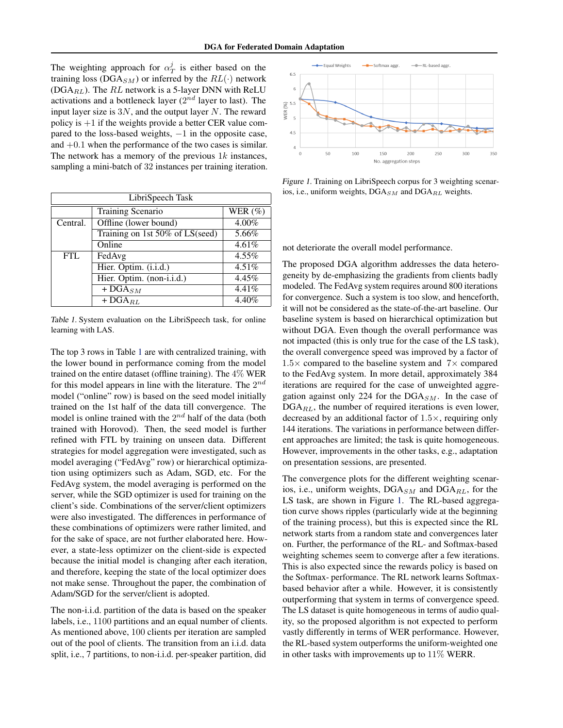The weighting approach for $\alpha_T^j$ is either based on the training loss (DGA$_{SM}$) or inferred by the $RL(\cdot)$ network (DGA$_{RL}$). The $RL$ network is a 5-layer DNN with ReLU activations and a bottleneck layer ($2^{nd}$ layer to last). The input layer size is $3N$, and the output layer $N$. The reward policy is $+1$ if the weights provide a better CER value compared to the loss-based weights, $-1$ in the opposite case, and $+0.1$ when the performance of the two cases is similar. The network has a memory of the previous $1k$ instances, sampling a mini-batch of 32 instances per training iteration.

| LibriSpeech Task | | |
|---|---|---|
| | Training Scenario | WER (%) |
| Central. | Offline (lower bound) | 4.00% |
| | Training on 1st 50% of LS(seed) | 5.66% |
| | Online | 4.61% |
| FTL | FedAvg | 4.55% |
| | Hier. Optim. (i.i.d.) | 4.51% |
| | Hier. Optim. (non-i.i.d.) | 4.45% |
| | + DGA$_{SM}$ | 4.41% |
| | + DGA$_{RL}$ | 4.40% |

*Table 1.* System evaluation on the LibriSpeech task, for online learning with LAS.

The top 3 rows in Table 1 are with centralized training, with the lower bound in performance coming from the model trained on the entire dataset (offline training). The 4% WER for this model appears in line with the literature. The $2^{nd}$ model ("online" row) is based on the seed model initially trained on the 1st half of the data till convergence. The model is online trained with the $2^{nd}$ half of the data (both trained with Horovod). Then, the seed model is further refined with FTL by training on unseen data. Different strategies for model aggregation were investigated, such as model averaging ("FedAvg" row) or hierarchical optimization using optimizers such as Adam, SGD, etc. For the FedAvg system, the model averaging is performed on the server, while the SGD optimizer is used for training on the client's side. Combinations of the server/client optimizers were also investigated. The differences in performance of these combinations of optimizers were rather limited, and for the sake of space, are not further elaborated here. However, a state-less optimizer on the client-side is expected because the initial model is changing after each iteration, and therefore, keeping the state of the local optimizer does not make sense. Throughout the paper, the combination of Adam/SGD for the server/client is adopted.

The non-i.i.d. partition of the data is based on the speaker labels, i.e., 1100 partitions and an equal number of clients. As mentioned above, 100 clients per iteration are sampled out of the pool of clients. The transition from an i.i.d. data split, i.e., 7 partitions, to non-i.i.d. per-speaker partition, did not deteriorate the overall model performance.

*Figure 1.* Training on LibriSpeech corpus for 3 weighting scenarios, i.e., uniform weights, DGA$_{SM}$ and DGA$_{RL}$ weights.

The proposed DGA algorithm addresses the data heterogeneity by de-emphasizing the gradients from clients badly modeled. The FedAvg system requires around 800 iterations for convergence. Such a system is too slow, and henceforth, it will not be considered as the state-of-the-art baseline. Our baseline system is based on hierarchical optimization but without DGA. Even though the overall performance was not impacted (this is only true for the case of the LS task), the overall convergence speed was improved by a factor of $1.5\times$ compared to the baseline system and $7\times$ compared to the FedAvg system. In more detail, approximately 384 iterations are required for the case of unweighted aggregation against only 224 for the DGA$_{SM}$. In the case of DGA$_{RL}$, the number of required iterations is even lower, decreased by an additional factor of $1.5\times$, requiring only 144 iterations. The variations in performance between different approaches are limited; the task is quite homogeneous. However, improvements in the other tasks, e.g., adaptation on presentation sessions, are presented.

The convergence plots for the different weighting scenarios, i.e., uniform weights, DGA$_{SM}$ and DGA$_{RL}$, for the LS task, are shown in Figure 1. The RL-based aggregation curve shows ripples (particularly wide at the beginning of the training process), but this is expected since the RL network starts from a random state and convergences later on. Further, the performance of the RL- and Softmax-based weighting schemes seem to converge after a few iterations. This is also expected since the rewards policy is based on the Softmax- performance. The RL network learns Softmax-based behavior after a while. However, it is consistently outperforming that system in terms of convergence speed. The LS dataset is quite homogeneous in terms of audio quality, so the proposed algorithm is not expected to perform vastly differently in terms of WER performance. However, the RL-based system outperforms the uniform-weighted one in other tasks with improvements up to 11% WERR.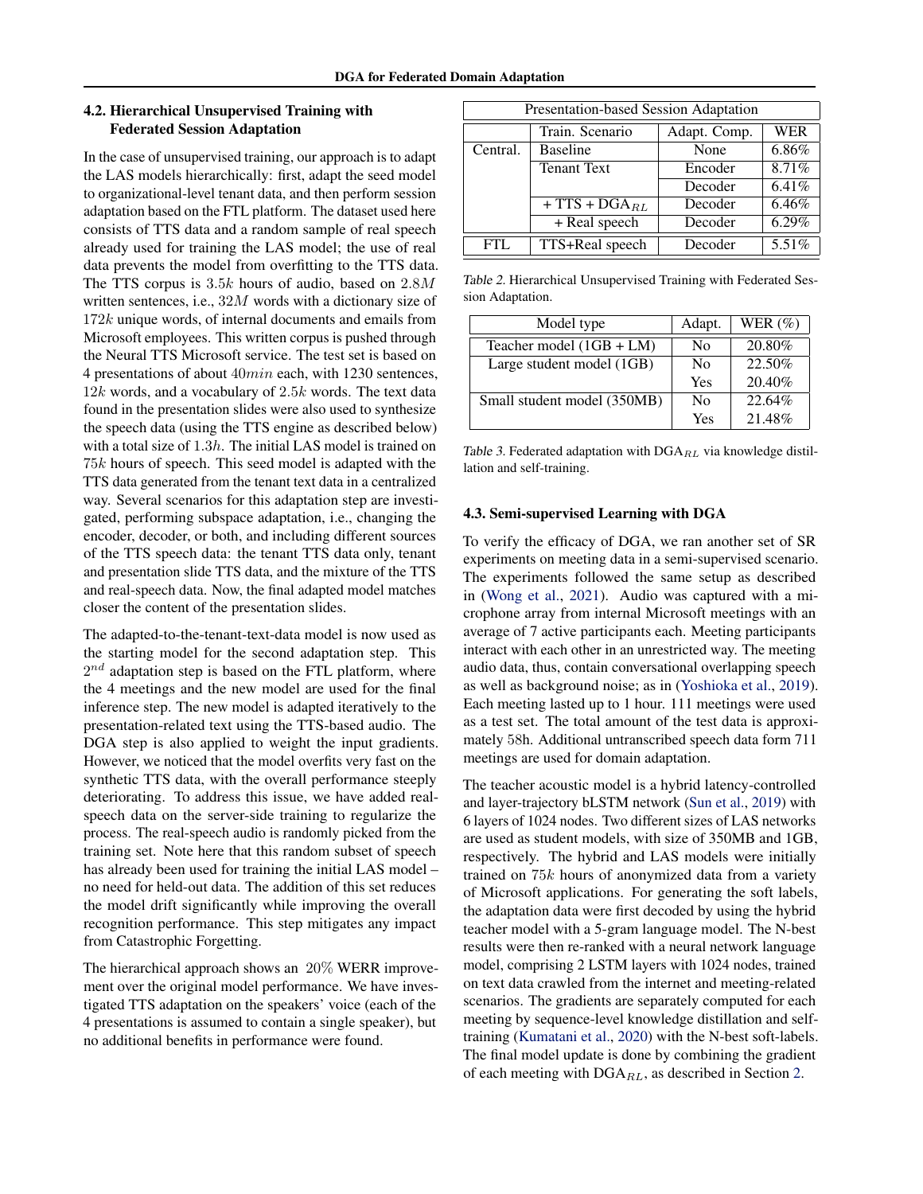### 4.2. Hierarchical Unsupervised Training with Federated Session Adaptation

In the case of unsupervised training, our approach is to adapt the LAS models hierarchically: first, adapt the seed model to organizational-level tenant data, and then perform session adaptation based on the FTL platform. The dataset used here consists of TTS data and a random sample of real speech already used for training the LAS model; the use of real data prevents the model from overfitting to the TTS data. The TTS corpus is $3.5k$ hours of audio, based on $2.8M$ written sentences, i.e., $32M$ words with a dictionary size of $172k$ unique words, of internal documents and emails from Microsoft employees. This written corpus is pushed through the Neural TTS Microsoft service. The test set is based on 4 presentations of about $40min$ each, with 1230 sentences, $12k$ words, and a vocabulary of $2.5k$ words. The text data found in the presentation slides were also used to synthesize the speech data (using the TTS engine as described below) with a total size of $1.3h$. The initial LAS model is trained on $75k$ hours of speech. This seed model is adapted with the TTS data generated from the tenant text data in a centralized way. Several scenarios for this adaptation step are investigated, performing subspace adaptation, i.e., changing the encoder, decoder, or both, and including different sources of the TTS speech data: the tenant TTS data only, tenant and presentation slide TTS data, and the mixture of the TTS and real-speech data. Now, the final adapted model matches closer the content of the presentation slides.

The adapted-to-the-tenant-text-data model is now used as the starting model for the second adaptation step. This $2^{nd}$ adaptation step is based on the FTL platform, where the 4 meetings and the new model are used for the final inference step. The new model is adapted iteratively to the presentation-related text using the TTS-based audio. The DGA step is also applied to weight the input gradients. However, we noticed that the model overfits very fast on the synthetic TTS data, with the overall performance steeply deteriorating. To address this issue, we have added real-speech data on the server-side training to regularize the process. The real-speech audio is randomly picked from the training set. Note here that this random subset of speech has already been used for training the initial LAS model – no need for held-out data. The addition of this set reduces the model drift significantly while improving the overall recognition performance. This step mitigates any impact from Catastrophic Forgetting.

The hierarchical approach shows an $20\%$ WERR improvement over the original model performance. We have investigated TTS adaptation on the speakers' voice (each of the 4 presentations is assumed to contain a single speaker), but no additional benefits in performance were found.

| Presentation-based Session Adaptation | | | |
|---|---|---|---|
| | Train. Scenario | Adapt. Comp. | WER |
| Central. | Baseline | None | 6.86% |
| | Tenant Text | Encoder | 8.71% |
| | | Decoder | 6.41% |
| | + TTS + DGA$_{RL}$ | Decoder | 6.46% |
| | + Real speech | Decoder | 6.29% |
| FTL | TTS+Real speech | Decoder | 5.51% |

*Table 2.* Hierarchical Unsupervised Training with Federated Session Adaptation.

| Model type | Adapt. | WER (%) |
|---|---|---|
| Teacher model (1GB + LM) | No | 20.80% |
| Large student model (1GB) | No | 22.50% |
| | Yes | 20.40% |
| Small student model (350MB) | No | 22.64% |
| | Yes | 21.48% |

*Table 3.* Federated adaptation with DGA$_{RL}$ via knowledge distillation and self-training.

### 4.3. Semi-supervised Learning with DGA

To verify the efficacy of DGA, we ran another set of SR experiments on meeting data in a semi-supervised scenario. The experiments followed the same setup as described in (Wong et al., 2021). Audio was captured with a microphone array from internal Microsoft meetings with an average of 7 active participants each. Meeting participants interact with each other in an unrestricted way. The meeting audio data, thus, contain conversational overlapping speech as well as background noise; as in (Yoshioka et al., 2019). Each meeting lasted up to 1 hour. 111 meetings were used as a test set. The total amount of the test data is approximately $58$h. Additional untranscribed speech data form 711 meetings are used for domain adaptation.

The teacher acoustic model is a hybrid latency-controlled and layer-trajectory bLSTM network (Sun et al., 2019) with 6 layers of 1024 nodes. Two different sizes of LAS networks are used as student models, with size of 350MB and 1GB, respectively. The hybrid and LAS models were initially trained on $75k$ hours of anonymized data from a variety of Microsoft applications. For generating the soft labels, the adaptation data were first decoded by using the hybrid teacher model with a 5-gram language model. The N-best results were then re-ranked with a neural network language model, comprising 2 LSTM layers with 1024 nodes, trained on text data crawled from the internet and meeting-related scenarios. The gradients are separately computed for each meeting by sequence-level knowledge distillation and self-training (Kumatani et al., 2020) with the N-best soft-labels. The final model update is done by combining the gradient of each meeting with DGA$_{RL}$, as described in Section 2.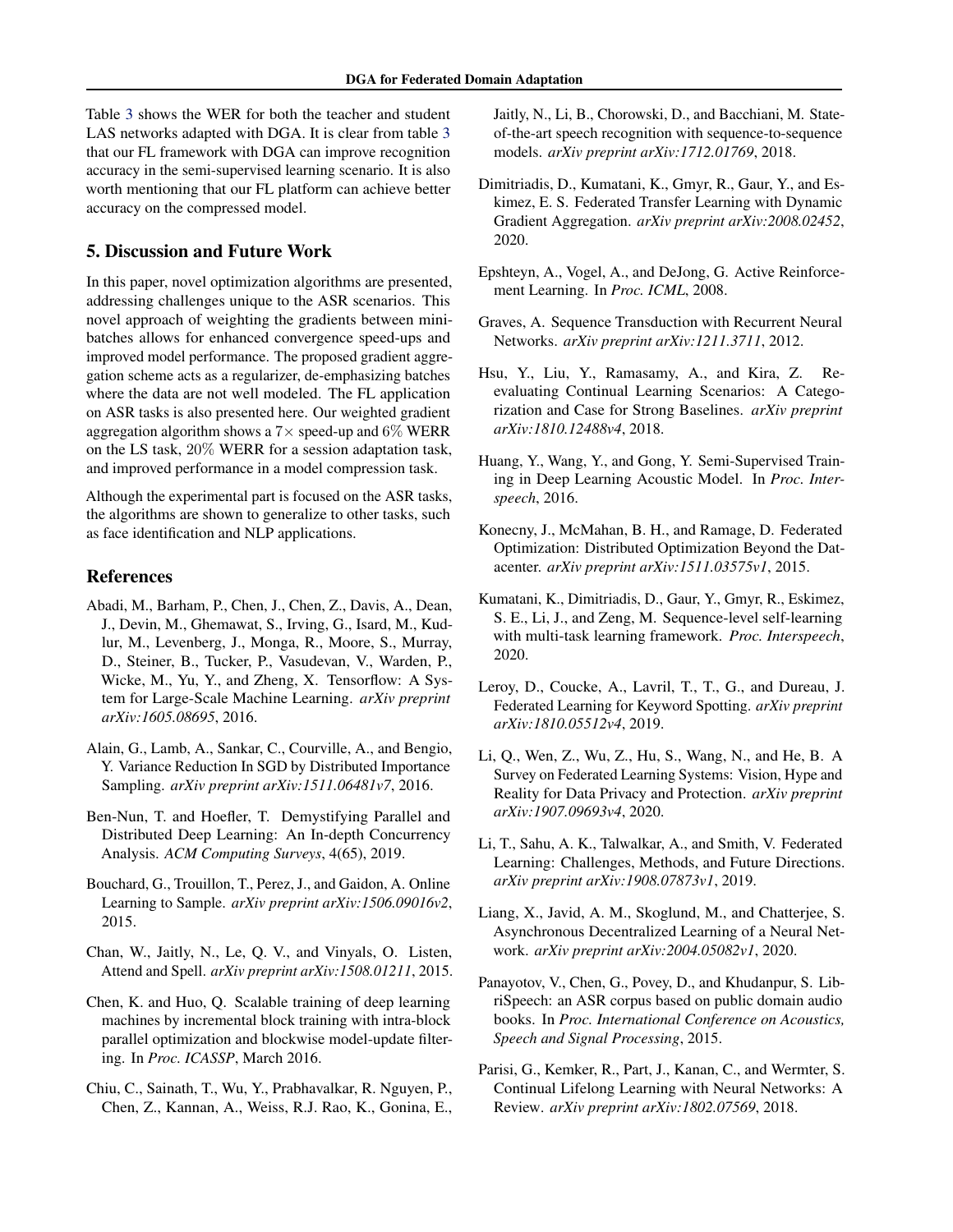Table 3 shows the WER for both the teacher and student LAS networks adapted with DGA. It is clear from table 3 that our FL framework with DGA can improve recognition accuracy in the semi-supervised learning scenario. It is also worth mentioning that our FL platform can achieve better accuracy on the compressed model.

## 5. Discussion and Future Work

In this paper, novel optimization algorithms are presented, addressing challenges unique to the ASR scenarios. This novel approach of weighting the gradients between mini-batches allows for enhanced convergence speed-ups and improved model performance. The proposed gradient aggregation scheme acts as a regularizer, de-emphasizing batches where the data are not well modeled. The FL application on ASR tasks is also presented here. Our weighted gradient aggregation algorithm shows a $7\times$ speed-up and $6\%$ WERR on the LS task, $20\%$ WERR for a session adaptation task, and improved performance in a model compression task.

Although the experimental part is focused on the ASR tasks, the algorithms are shown to generalize to other tasks, such as face identification and NLP applications.

## References

Abadi, M., Barham, P., Chen, J., Chen, Z., Davis, A., Dean, J., Devin, M., Ghemawat, S., Irving, G., Isard, M., Kudlur, M., Levenberg, J., Monga, R., Moore, S., Murray, D., Steiner, B., Tucker, P., Vasudevan, V., Warden, P., Wicke, M., Yu, Y., and Zheng, X. Tensorflow: A System for Large-Scale Machine Learning. *arXiv preprint arXiv:1605.08695*, 2016.

Alain, G., Lamb, A., Sankar, C., Courville, A., and Bengio, Y. Variance Reduction In SGD by Distributed Importance Sampling. *arXiv preprint arXiv:1511.06481v7*, 2016.

Ben-Nun, T. and Hoefler, T. Demystifying Parallel and Distributed Deep Learning: An In-depth Concurrency Analysis. *ACM Computing Surveys*, 4(65), 2019.

Bouchard, G., Trouillon, T., Perez, J., and Gaidon, A. Online Learning to Sample. *arXiv preprint arXiv:1506.09016v2*, 2015.

Chan, W., Jaitly, N., Le, Q. V., and Vinyals, O. Listen, Attend and Spell. *arXiv preprint arXiv:1508.01211*, 2015.

Chen, K. and Huo, Q. Scalable training of deep learning machines by incremental block training with intra-block parallel optimization and blockwise model-update filtering. In *Proc. ICASSP*, March 2016.

Chiu, C., Sainath, T., Wu, Y., Prabhavalkar, R. Nguyen, P., Chen, Z., Kannan, A., Weiss, R.J. Rao, K., Gonina, E., Jaitly, N., Li, B., Chorowski, D., and Bacchiani, M. State-of-the-art speech recognition with sequence-to-sequence models. *arXiv preprint arXiv:1712.01769*, 2018.

Dimitriadis, D., Kumatani, K., Gmyr, R., Gaur, Y., and Eskimez, E. S. Federated Transfer Learning with Dynamic Gradient Aggregation. *arXiv preprint arXiv:2008.02452*, 2020.

Epshteyn, A., Vogel, A., and DeJong, G. Active Reinforcement Learning. In *Proc. ICML*, 2008.

Graves, A. Sequence Transduction with Recurrent Neural Networks. *arXiv preprint arXiv:1211.3711*, 2012.

Hsu, Y., Liu, Y., Ramasamy, A., and Kira, Z. Re-evaluating Continual Learning Scenarios: A Categorization and Case for Strong Baselines. *arXiv preprint arXiv:1810.12488v4*, 2018.

Huang, Y., Wang, Y., and Gong, Y. Semi-Supervised Training in Deep Learning Acoustic Model. In *Proc. Interspeech*, 2016.

Konecny, J., McMahan, B. H., and Ramage, D. Federated Optimization: Distributed Optimization Beyond the Datacenter. *arXiv preprint arXiv:1511.03575v1*, 2015.

Kumatani, K., Dimitriadis, D., Gaur, Y., Gmyr, R., Eskimez, S. E., Li, J., and Zeng, M. Sequence-level self-learning with multi-task learning framework. *Proc. Interspeech*, 2020.

Leroy, D., Coucke, A., Lavril, T., T., G., and Dureau, J. Federated Learning for Keyword Spotting. *arXiv preprint arXiv:1810.05512v4*, 2019.

Li, Q., Wen, Z., Wu, Z., Hu, S., Wang, N., and He, B. A Survey on Federated Learning Systems: Vision, Hype and Reality for Data Privacy and Protection. *arXiv preprint arXiv:1907.09693v4*, 2020.

Li, T., Sahu, A. K., Talwalkar, A., and Smith, V. Federated Learning: Challenges, Methods, and Future Directions. *arXiv preprint arXiv:1908.07873v1*, 2019.

Liang, X., Javid, A. M., Skoglund, M., and Chatterjee, S. Asynchronous Decentralized Learning of a Neural Network. *arXiv preprint arXiv:2004.05082v1*, 2020.

Panayotov, V., Chen, G., Povey, D., and Khudanpur, S. LibriSpeech: an ASR corpus based on public domain audio books. In *Proc. International Conference on Acoustics, Speech and Signal Processing*, 2015.

Parisi, G., Kemker, R., Part, J., Kanan, C., and Wermter, S. Continual Lifelong Learning with Neural Networks: A Review. *arXiv preprint arXiv:1802.07569*, 2018.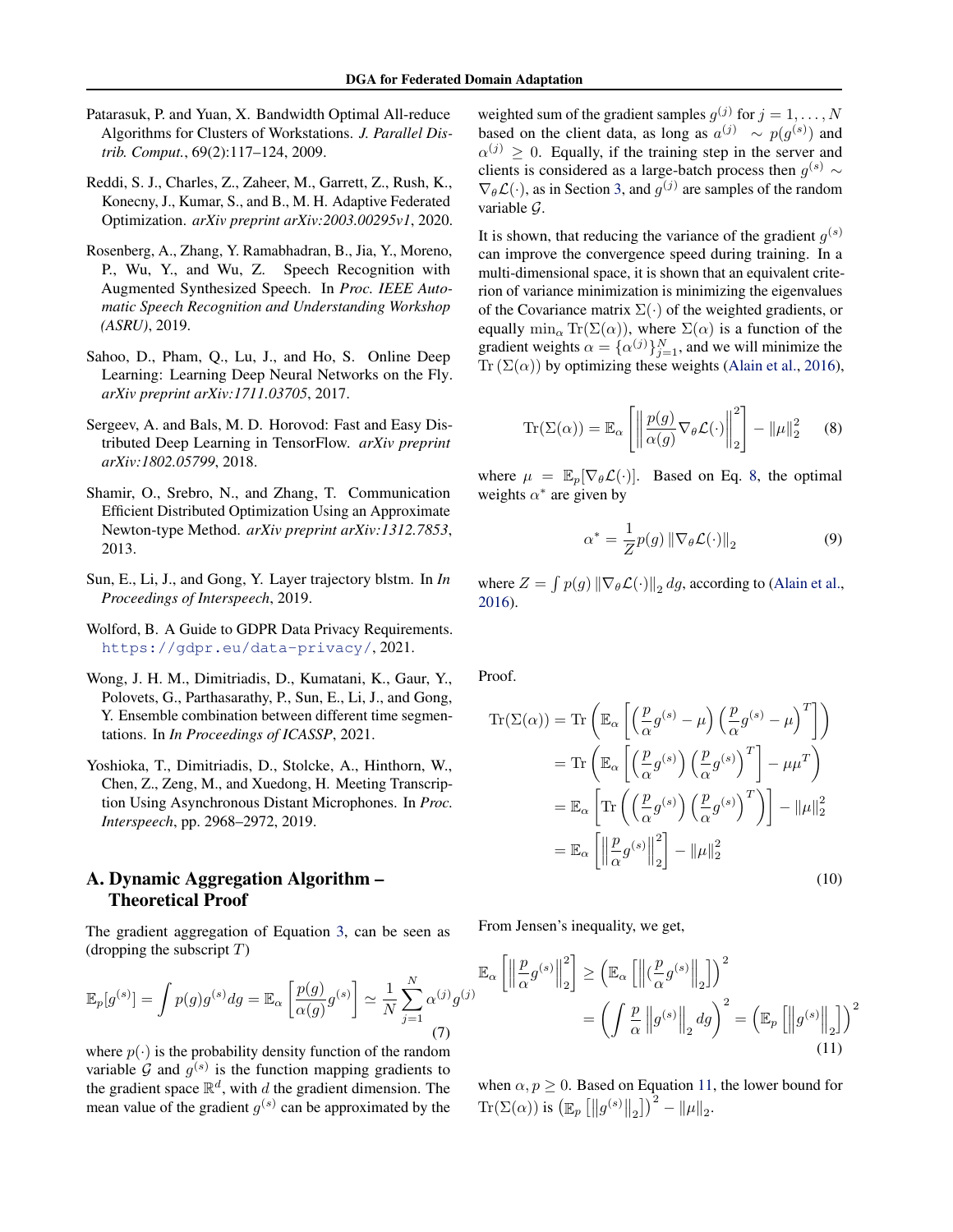Patarasuk, P. and Yuan, X. Bandwidth Optimal All-reduce Algorithms for Clusters of Workstations. *J. Parallel Distrib. Comput.*, 69(2):117–124, 2009.

Reddi, S. J., Charles, Z., Zaheer, M., Garrett, Z., Rush, K., Konecny, J., Kumar, S., and B., M. H. Adaptive Federated Optimization. *arXiv preprint arXiv:2003.00295v1*, 2020.

Rosenberg, A., Zhang, Y. Ramabhadran, B., Jia, Y., Moreno, P., Wu, Y., and Wu, Z. Speech Recognition with Augmented Synthesized Speech. In *Proc. IEEE Automatic Speech Recognition and Understanding Workshop (ASRU)*, 2019.

Sahoo, D., Pham, Q., Lu, J., and Ho, S. Online Deep Learning: Learning Deep Neural Networks on the Fly. *arXiv preprint arXiv:1711.03705*, 2017.

Sergeev, A. and Bals, M. D. Horovod: Fast and Easy Distributed Deep Learning in TensorFlow. *arXiv preprint arXiv:1802.05799*, 2018.

Shamir, O., Srebro, N., and Zhang, T. Communication Efficient Distributed Optimization Using an Approximate Newton-type Method. *arXiv preprint arXiv:1312.7853*, 2013.

Sun, E., Li, J., and Gong, Y. Layer trajectory blstm. In *In Proceedings of Interspeech*, 2019.

Wolford, B. A Guide to GDPR Data Privacy Requirements. https://gdpr.eu/data-privacy/, 2021.

Wong, J. H. M., Dimitriadis, D., Kumatani, K., Gaur, Y., Polovets, G., Parthasarathy, P., Sun, E., Li, J., and Gong, Y. Ensemble combination between different time segmentations. In *In Proceedings of ICASSP*, 2021.

Yoshioka, T., Dimitriadis, D., Stolcke, A., Hinthorn, W., Chen, Z., Zeng, M., and Xuedong, H. Meeting Transcription Using Asynchronous Distant Microphones. In *Proc. Interspeech*, pp. 2968–2972, 2019.

## A. Dynamic Aggregation Algorithm – Theoretical Proof

The gradient aggregation of Equation 3, can be seen as (dropping the subscript $T$)

$$\mathbb{E}_p[g^{(s)}] = \int p(g)g^{(s)}dg = \mathbb{E}_\alpha\left[\frac{p(g)}{\alpha(g)}g^{(s)}\right] \simeq \frac{1}{N}\sum_{j=1}^{N}\alpha^{(j)}g^{(j)} \tag{7}$$

where $p(\cdot)$ is the probability density function of the random variable $\mathcal{G}$ and $g^{(s)}$ is the function mapping gradients to the gradient space $\mathbb{R}^d$, with $d$ the gradient dimension. The mean value of the gradient $g^{(s)}$ can be approximated by the weighted sum of the gradient samples $g^{(j)}$ for $j = 1, \ldots, N$ based on the client data, as long as $a^{(j)} \sim p(g^{(s)})$ and $\alpha^{(j)} \geq 0$. Equally, if the training step in the server and clients is considered as a large-batch process then $g^{(s)} \sim \nabla_\theta \mathcal{L}(\cdot)$, as in Section 3, and $g^{(j)}$ are samples of the random variable $\mathcal{G}$.

It is shown, that reducing the variance of the gradient $g^{(s)}$ can improve the convergence speed during training. In a multi-dimensional space, it is shown that an equivalent criterion of variance minimization is minimizing the eigenvalues of the Covariance matrix $\Sigma(\cdot)$ of the weighted gradients, or equally $\min_\alpha \mathrm{Tr}(\Sigma(\alpha))$, where $\Sigma(\alpha)$ is a function of the gradient weights $\alpha = \{\alpha^{(j)}\}_{j=1}^{N}$, and we will minimize the $\mathrm{Tr}(\Sigma(\alpha))$ by optimizing these weights (Alain et al., 2016),

$$\mathrm{Tr}(\Sigma(\alpha)) = \mathbb{E}_\alpha\left[\left\|\frac{p(g)}{\alpha(g)}\nabla_\theta\mathcal{L}(\cdot)\right\|_2^2\right] - \|\mu\|_2^2 \tag{8}$$

where $\mu = \mathbb{E}_p[\nabla_\theta\mathcal{L}(\cdot)]$. Based on Eq. 8, the optimal weights $\alpha^*$ are given by

$$\alpha^* = \frac{1}{Z}p(g)\left\|\nabla_\theta\mathcal{L}(\cdot)\right\|_2 \tag{9}$$

where $Z = \int p(g)\left\|\nabla_\theta\mathcal{L}(\cdot)\right\|_2 dg$, according to (Alain et al., 2016).

Proof.

$$\begin{aligned}
\mathrm{Tr}(\Sigma(\alpha)) &= \mathrm{Tr}\left(\mathbb{E}_\alpha\left[\left(\frac{p}{\alpha}g^{(s)} - \mu\right)\left(\frac{p}{\alpha}g^{(s)} - \mu\right)^T\right]\right) \\
&= \mathrm{Tr}\left(\mathbb{E}_\alpha\left[\left(\frac{p}{\alpha}g^{(s)}\right)\left(\frac{p}{\alpha}g^{(s)}\right)^T\right] - \mu\mu^T\right) \\
&= \mathbb{E}_\alpha\left[\mathrm{Tr}\left(\left(\frac{p}{\alpha}g^{(s)}\right)\left(\frac{p}{\alpha}g^{(s)}\right)^T\right)\right] - \|\mu\|_2^2 \\
&= \mathbb{E}_\alpha\left[\left\|\frac{p}{\alpha}g^{(s)}\right\|_2^2\right] - \|\mu\|_2^2
\end{aligned} \tag{10}$$

From Jensen's inequality, we get,

$$\begin{aligned}
\mathbb{E}_\alpha\left[\left\|\frac{p}{\alpha}g^{(s)}\right\|_2^2\right] &\geq \left(\mathbb{E}_\alpha\left[\left\|(\frac{p}{\alpha}g^{(s)}\right\|_2\right]\right)^2 \\
&= \left(\int \frac{p}{\alpha}\left\|g^{(s)}\right\|_2 dg\right)^2 = \left(\mathbb{E}_p\left[\left\|g^{(s)}\right\|_2\right]\right)^2
\end{aligned} \tag{11}$$

when $\alpha, p \geq 0$. Based on Equation 11, the lower bound for $\mathrm{Tr}(\Sigma(\alpha))$ is $\left(\mathbb{E}_p\left[\left\|g^{(s)}\right\|_2\right]\right)^2 - \|\mu\|_2$.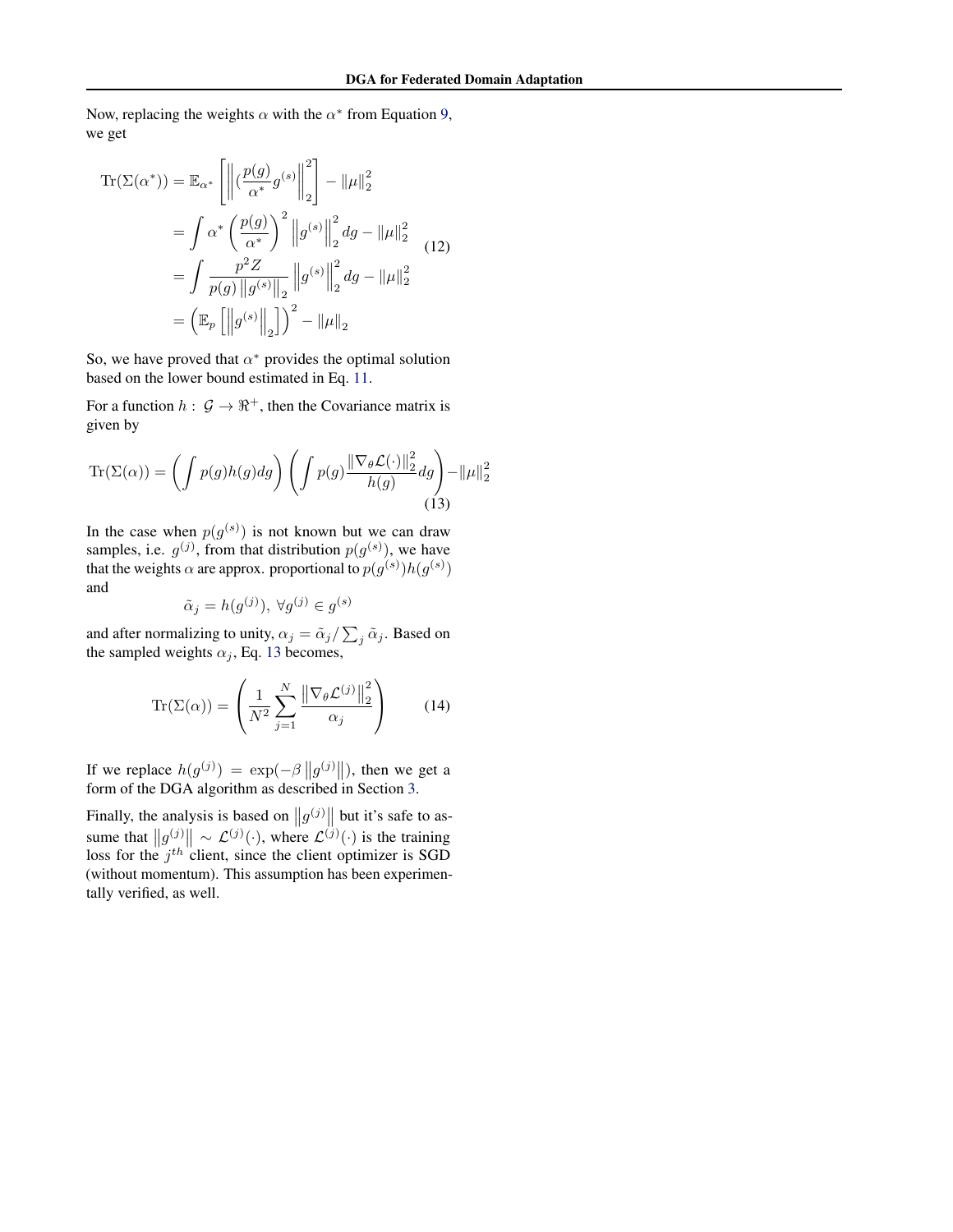Now, replacing the weights $\alpha$ with the $\alpha^*$ from Equation 9, we get

$$
\begin{aligned}
\mathrm{Tr}(\Sigma(\alpha^*)) &= \mathbb{E}_{\alpha^*}\left[\left\|(\frac{p(g)}{\alpha^*}g^{(s)}\right\|_2^2\right] - \|\mu\|_2^2 \\
&= \int \alpha^* \left(\frac{p(g)}{\alpha^*}\right)^2 \left\|g^{(s)}\right\|_2^2 dg - \|\mu\|_2^2 \\
&= \int \frac{p^2 Z}{p(g)\left\|g^{(s)}\right\|_2} \left\|g^{(s)}\right\|_2^2 dg - \|\mu\|_2^2 \\
&= \left(\mathbb{E}_p\left[\left\|g^{(s)}\right\|_2\right]\right)^2 - \|\mu\|_2
\end{aligned}
\tag{12}
$$

So, we have proved that $\alpha^*$ provides the optimal solution based on the lower bound estimated in Eq. 11.

For a function $h:\ \mathcal{G} \rightarrow \Re^+$, then the Covariance matrix is given by

$$
\mathrm{Tr}(\Sigma(\alpha)) = \left(\int p(g)h(g)dg\right)\left(\int p(g)\frac{\|\nabla_\theta \mathcal{L}(\cdot)\|_2^2}{h(g)}dg\right) - \|\mu\|_2^2 \tag{13}
$$

In the case when $p(g^{(s)})$ is not known but we can draw samples, i.e. $g^{(j)}$, from that distribution $p(g^{(s)})$, we have that the weights $\alpha$ are approx. proportional to $p(g^{(s)})h(g^{(s)})$ and

$$
\tilde{\alpha}_j = h(g^{(j)}),\ \forall g^{(j)} \in g^{(s)}
$$

and after normalizing to unity, $\alpha_j = \tilde{\alpha}_j / \sum_j \tilde{\alpha}_j$. Based on the sampled weights $\alpha_j$, Eq. 13 becomes,

$$
\mathrm{Tr}(\Sigma(\alpha)) = \left(\frac{1}{N^2}\sum_{j=1}^{N}\frac{\left\|\nabla_\theta \mathcal{L}^{(j)}\right\|_2^2}{\alpha_j}\right) \tag{14}
$$

If we replace $h(g^{(j)}) = \exp(-\beta\left\|g^{(j)}\right\|)$, then we get a form of the DGA algorithm as described in Section 3.

Finally, the analysis is based on $\left\|g^{(j)}\right\|$ but it's safe to assume that $\left\|g^{(j)}\right\| \sim \mathcal{L}^{(j)}(\cdot)$, where $\mathcal{L}^{(j)}(\cdot)$ is the training loss for the $j^{th}$ client, since the client optimizer is SGD (without momentum). This assumption has been experimentally verified, as well.